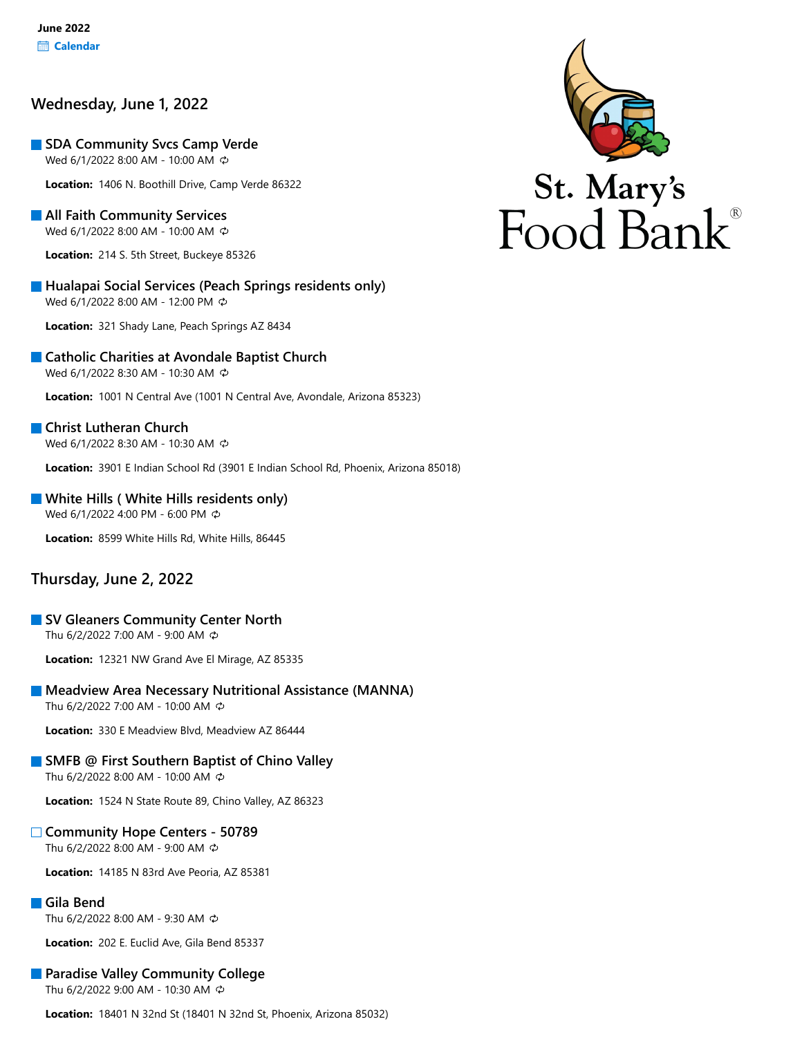**June 2022**
Calendar

St. Mary's Food Bank®

## Wednesday, June 1, 2022

### SDA Community Svcs Camp Verde
Wed 6/1/2022 8:00 AM - 10:00 AM

**Location:** 1406 N. Boothill Drive, Camp Verde 86322

### All Faith Community Services
Wed 6/1/2022 8:00 AM - 10:00 AM

**Location:** 214 S. 5th Street, Buckeye 85326

### Hualapai Social Services (Peach Springs residents only)
Wed 6/1/2022 8:00 AM - 12:00 PM

**Location:** 321 Shady Lane, Peach Springs AZ 8434

### Catholic Charities at Avondale Baptist Church
Wed 6/1/2022 8:30 AM - 10:30 AM

**Location:** 1001 N Central Ave (1001 N Central Ave, Avondale, Arizona 85323)

### Christ Lutheran Church
Wed 6/1/2022 8:30 AM - 10:30 AM

**Location:** 3901 E Indian School Rd (3901 E Indian School Rd, Phoenix, Arizona 85018)

### White Hills ( White Hills residents only)
Wed 6/1/2022 4:00 PM - 6:00 PM

**Location:** 8599 White Hills Rd, White Hills, 86445

## Thursday, June 2, 2022

### SV Gleaners Community Center North
Thu 6/2/2022 7:00 AM - 9:00 AM

**Location:** 12321 NW Grand Ave El Mirage, AZ 85335

### Meadview Area Necessary Nutritional Assistance (MANNA)
Thu 6/2/2022 7:00 AM - 10:00 AM

**Location:** 330 E Meadview Blvd, Meadview AZ 86444

### SMFB @ First Southern Baptist of Chino Valley
Thu 6/2/2022 8:00 AM - 10:00 AM

**Location:** 1524 N State Route 89, Chino Valley, AZ 86323

### Community Hope Centers - 50789
Thu 6/2/2022 8:00 AM - 9:00 AM

**Location:** 14185 N 83rd Ave Peoria, AZ 85381

### Gila Bend
Thu 6/2/2022 8:00 AM - 9:30 AM

**Location:** 202 E. Euclid Ave, Gila Bend 85337

### Paradise Valley Community College
Thu 6/2/2022 9:00 AM - 10:30 AM

**Location:** 18401 N 32nd St (18401 N 32nd St, Phoenix, Arizona 85032)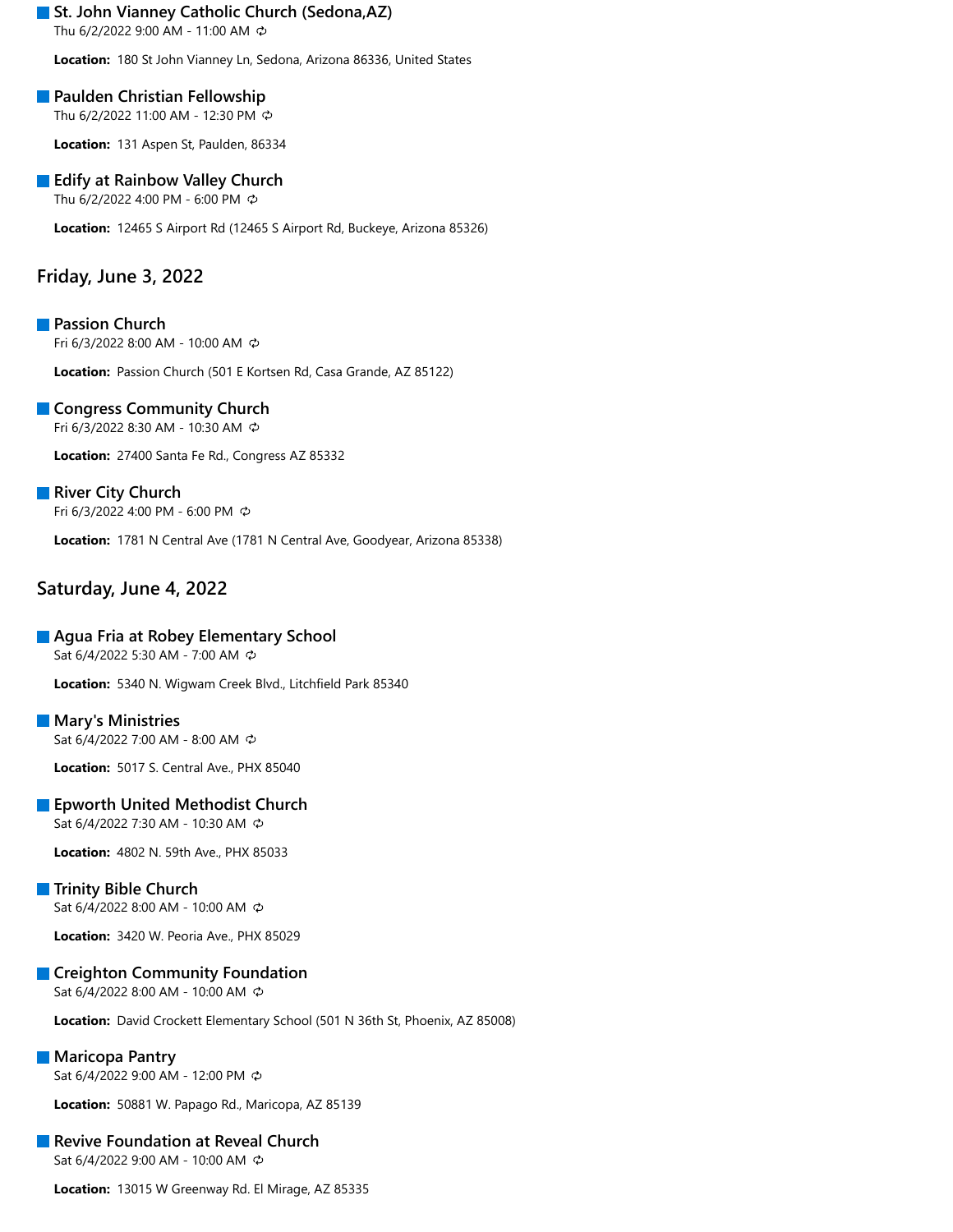### St. John Vianney Catholic Church (Sedona,AZ)

Thu 6/2/2022 9:00 AM - 11:00 AM

**Location:** 180 St John Vianney Ln, Sedona, Arizona 86336, United States

### Paulden Christian Fellowship

Thu 6/2/2022 11:00 AM - 12:30 PM

**Location:** 131 Aspen St, Paulden, 86334

### Edify at Rainbow Valley Church

Thu 6/2/2022 4:00 PM - 6:00 PM

**Location:** 12465 S Airport Rd (12465 S Airport Rd, Buckeye, Arizona 85326)

## Friday, June 3, 2022

### Passion Church

Fri 6/3/2022 8:00 AM - 10:00 AM

**Location:** Passion Church (501 E Kortsen Rd, Casa Grande, AZ 85122)

### Congress Community Church

Fri 6/3/2022 8:30 AM - 10:30 AM

**Location:** 27400 Santa Fe Rd., Congress AZ 85332

### River City Church

Fri 6/3/2022 4:00 PM - 6:00 PM

**Location:** 1781 N Central Ave (1781 N Central Ave, Goodyear, Arizona 85338)

## Saturday, June 4, 2022

### Agua Fria at Robey Elementary School

Sat 6/4/2022 5:30 AM - 7:00 AM

**Location:** 5340 N. Wigwam Creek Blvd., Litchfield Park 85340

### Mary's Ministries

Sat 6/4/2022 7:00 AM - 8:00 AM

**Location:** 5017 S. Central Ave., PHX 85040

### Epworth United Methodist Church

Sat 6/4/2022 7:30 AM - 10:30 AM

**Location:** 4802 N. 59th Ave., PHX 85033

### Trinity Bible Church

Sat 6/4/2022 8:00 AM - 10:00 AM

**Location:** 3420 W. Peoria Ave., PHX 85029

### Creighton Community Foundation

Sat 6/4/2022 8:00 AM - 10:00 AM

**Location:** David Crockett Elementary School (501 N 36th St, Phoenix, AZ 85008)

### Maricopa Pantry

Sat 6/4/2022 9:00 AM - 12:00 PM

**Location:** 50881 W. Papago Rd., Maricopa, AZ 85139

### Revive Foundation at Reveal Church

Sat 6/4/2022 9:00 AM - 10:00 AM

**Location:** 13015 W Greenway Rd. El Mirage, AZ 85335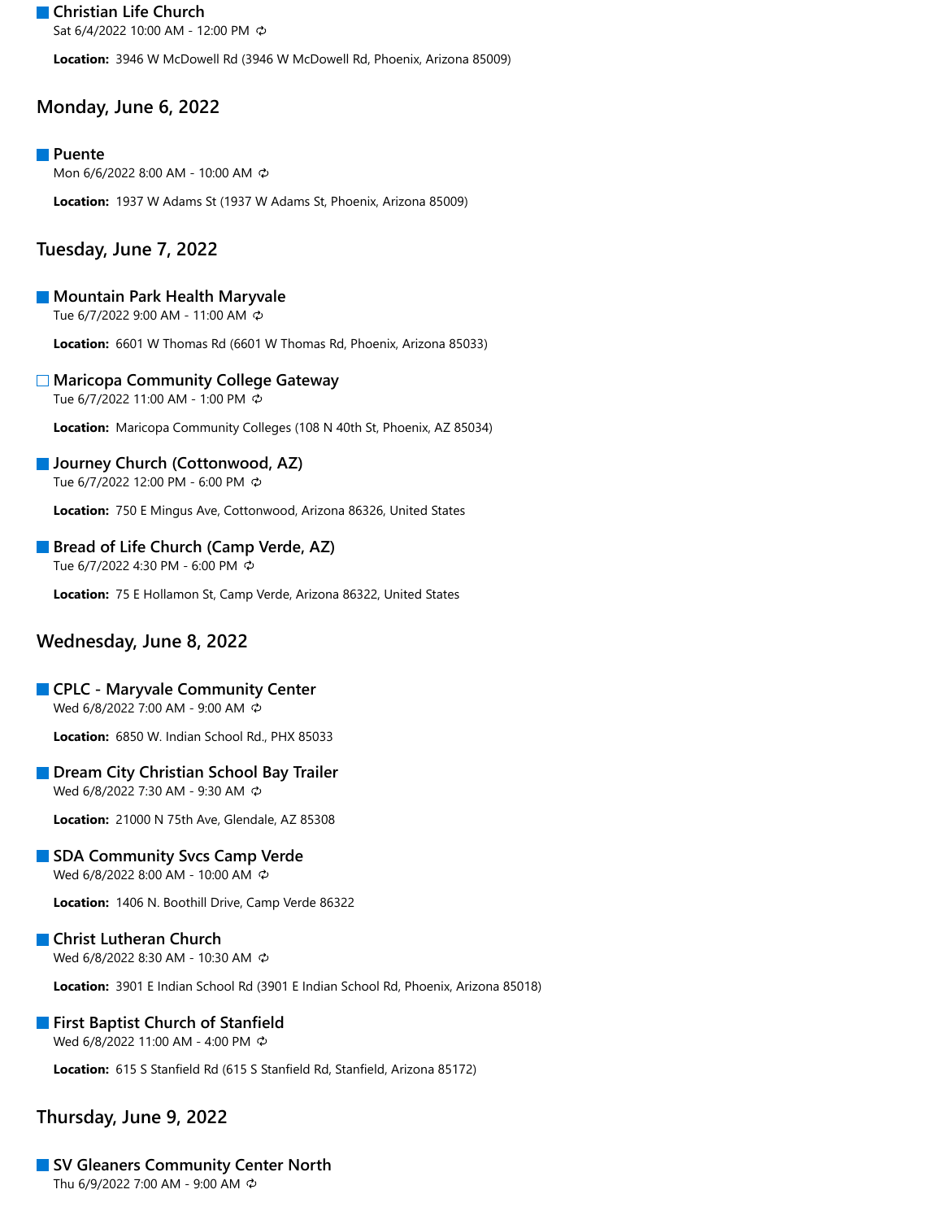### Christian Life Church

Sat 6/4/2022 10:00 AM - 12:00 PM

**Location:** 3946 W McDowell Rd (3946 W McDowell Rd, Phoenix, Arizona 85009)

## Monday, June 6, 2022

### Puente

Mon 6/6/2022 8:00 AM - 10:00 AM

**Location:** 1937 W Adams St (1937 W Adams St, Phoenix, Arizona 85009)

## Tuesday, June 7, 2022

### Mountain Park Health Maryvale

Tue 6/7/2022 9:00 AM - 11:00 AM

**Location:** 6601 W Thomas Rd (6601 W Thomas Rd, Phoenix, Arizona 85033)

### Maricopa Community College Gateway

Tue 6/7/2022 11:00 AM - 1:00 PM

**Location:** Maricopa Community Colleges (108 N 40th St, Phoenix, AZ 85034)

### Journey Church (Cottonwood, AZ)

Tue 6/7/2022 12:00 PM - 6:00 PM

**Location:** 750 E Mingus Ave, Cottonwood, Arizona 86326, United States

### Bread of Life Church (Camp Verde, AZ)

Tue 6/7/2022 4:30 PM - 6:00 PM

**Location:** 75 E Hollamon St, Camp Verde, Arizona 86322, United States

## Wednesday, June 8, 2022

### CPLC - Maryvale Community Center

Wed 6/8/2022 7:00 AM - 9:00 AM

**Location:** 6850 W. Indian School Rd., PHX 85033

### Dream City Christian School Bay Trailer

Wed 6/8/2022 7:30 AM - 9:30 AM

**Location:** 21000 N 75th Ave, Glendale, AZ 85308

### SDA Community Svcs Camp Verde

Wed 6/8/2022 8:00 AM - 10:00 AM

**Location:** 1406 N. Boothill Drive, Camp Verde 86322

### Christ Lutheran Church

Wed 6/8/2022 8:30 AM - 10:30 AM

**Location:** 3901 E Indian School Rd (3901 E Indian School Rd, Phoenix, Arizona 85018)

### First Baptist Church of Stanfield

Wed 6/8/2022 11:00 AM - 4:00 PM

**Location:** 615 S Stanfield Rd (615 S Stanfield Rd, Stanfield, Arizona 85172)

## Thursday, June 9, 2022

### SV Gleaners Community Center North

Thu 6/9/2022 7:00 AM - 9:00 AM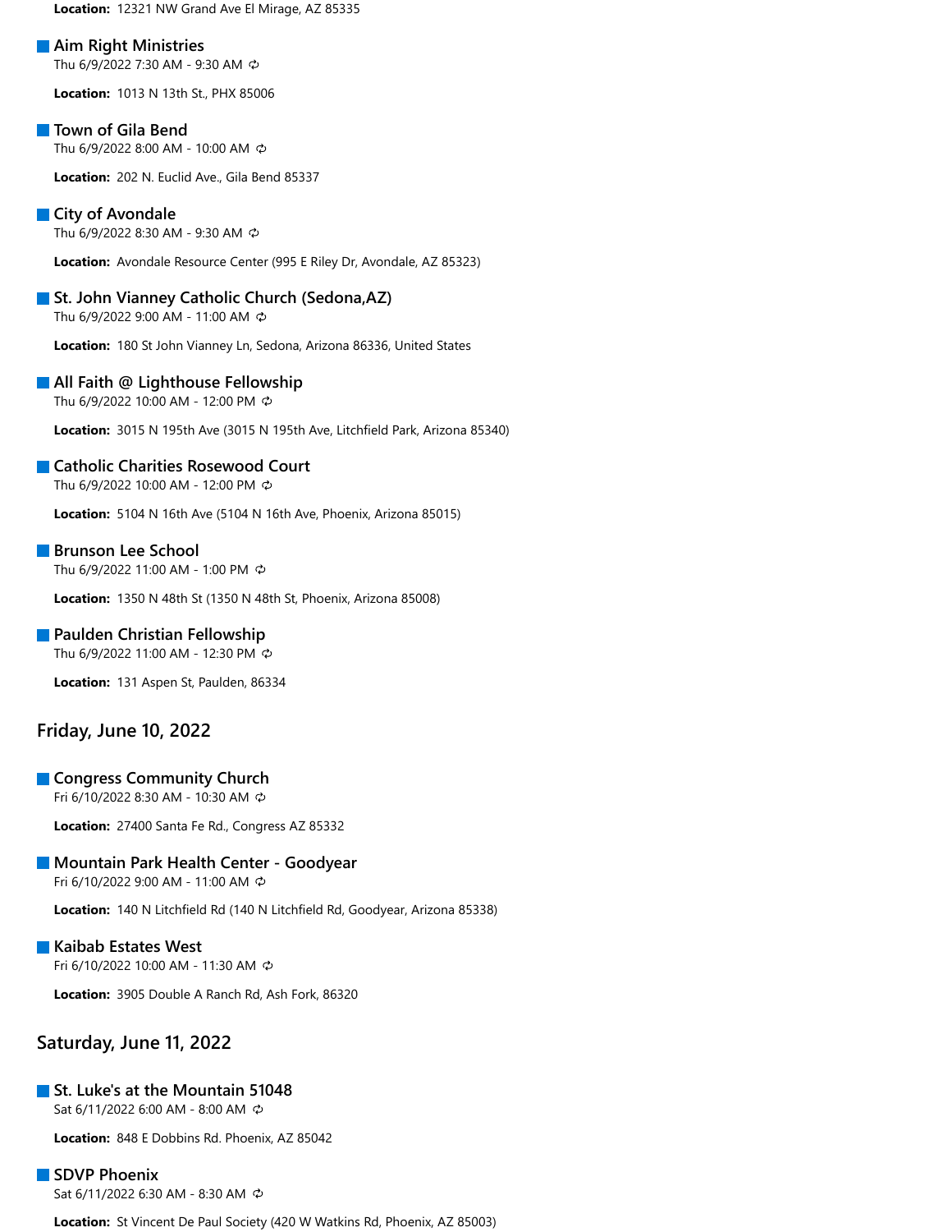**Location:** 12321 NW Grand Ave El Mirage, AZ 85335

### Aim Right Ministries
Thu 6/9/2022 7:30 AM - 9:30 AM

**Location:** 1013 N 13th St., PHX 85006

### Town of Gila Bend
Thu 6/9/2022 8:00 AM - 10:00 AM

**Location:** 202 N. Euclid Ave., Gila Bend 85337

### City of Avondale
Thu 6/9/2022 8:30 AM - 9:30 AM

**Location:** Avondale Resource Center (995 E Riley Dr, Avondale, AZ 85323)

### St. John Vianney Catholic Church (Sedona,AZ)
Thu 6/9/2022 9:00 AM - 11:00 AM

**Location:** 180 St John Vianney Ln, Sedona, Arizona 86336, United States

### All Faith @ Lighthouse Fellowship
Thu 6/9/2022 10:00 AM - 12:00 PM

**Location:** 3015 N 195th Ave (3015 N 195th Ave, Litchfield Park, Arizona 85340)

### Catholic Charities Rosewood Court
Thu 6/9/2022 10:00 AM - 12:00 PM

**Location:** 5104 N 16th Ave (5104 N 16th Ave, Phoenix, Arizona 85015)

### Brunson Lee School
Thu 6/9/2022 11:00 AM - 1:00 PM

**Location:** 1350 N 48th St (1350 N 48th St, Phoenix, Arizona 85008)

### Paulden Christian Fellowship
Thu 6/9/2022 11:00 AM - 12:30 PM

**Location:** 131 Aspen St, Paulden, 86334

## Friday, June 10, 2022

### Congress Community Church
Fri 6/10/2022 8:30 AM - 10:30 AM

**Location:** 27400 Santa Fe Rd., Congress AZ 85332

### Mountain Park Health Center - Goodyear
Fri 6/10/2022 9:00 AM - 11:00 AM

**Location:** 140 N Litchfield Rd (140 N Litchfield Rd, Goodyear, Arizona 85338)

### Kaibab Estates West
Fri 6/10/2022 10:00 AM - 11:30 AM

**Location:** 3905 Double A Ranch Rd, Ash Fork, 86320

## Saturday, June 11, 2022

### St. Luke's at the Mountain 51048
Sat 6/11/2022 6:00 AM - 8:00 AM

**Location:** 848 E Dobbins Rd. Phoenix, AZ 85042

### SDVP Phoenix
Sat 6/11/2022 6:30 AM - 8:30 AM

**Location:** St Vincent De Paul Society (420 W Watkins Rd, Phoenix, AZ 85003)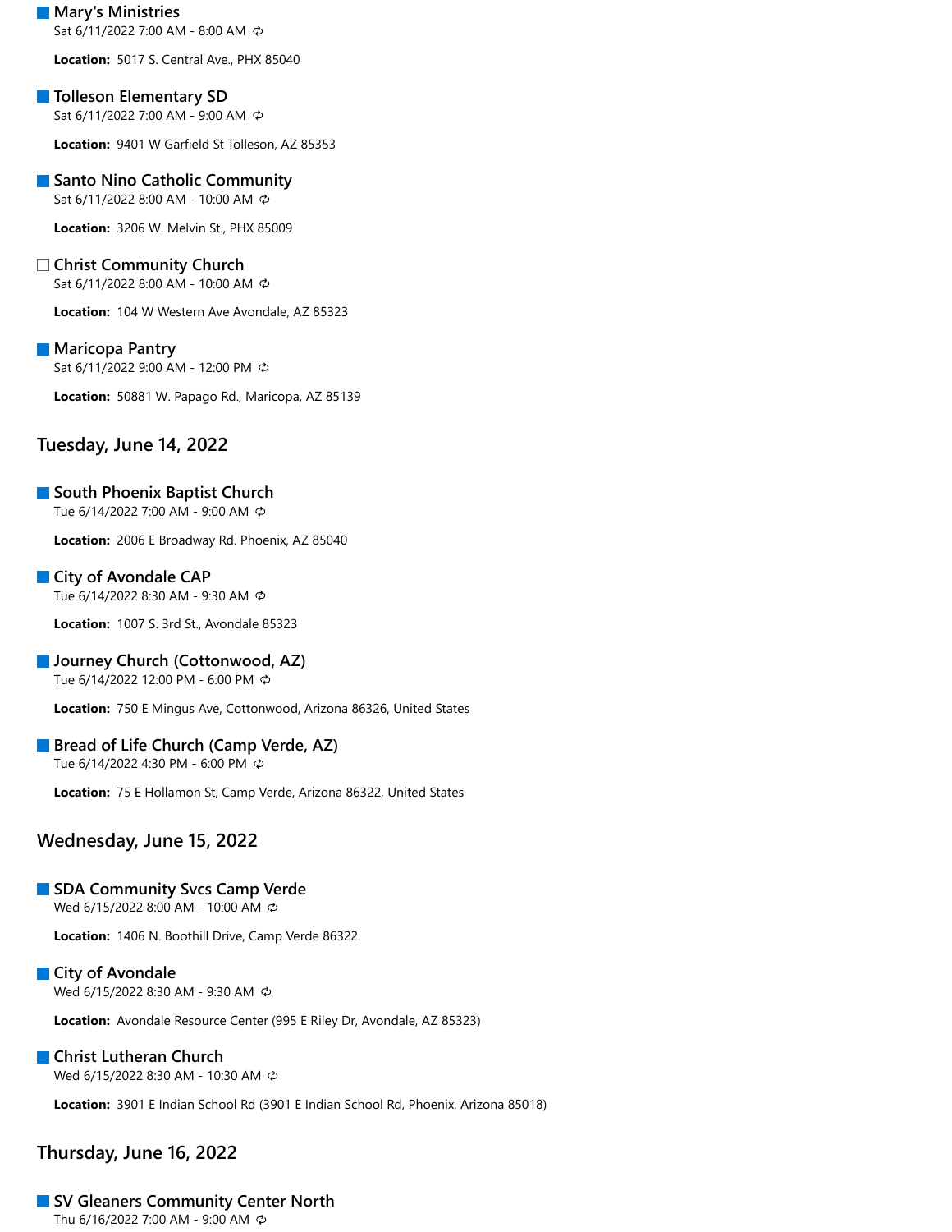■ **Mary's Ministries**
Sat 6/11/2022 7:00 AM - 8:00 AM

**Location:** 5017 S. Central Ave., PHX 85040

■ **Tolleson Elementary SD**
Sat 6/11/2022 7:00 AM - 9:00 AM

**Location:** 9401 W Garfield St Tolleson, AZ 85353

■ **Santo Nino Catholic Community**
Sat 6/11/2022 8:00 AM - 10:00 AM

**Location:** 3206 W. Melvin St., PHX 85009

□ **Christ Community Church**
Sat 6/11/2022 8:00 AM - 10:00 AM

**Location:** 104 W Western Ave Avondale, AZ 85323

■ **Maricopa Pantry**
Sat 6/11/2022 9:00 AM - 12:00 PM

**Location:** 50881 W. Papago Rd., Maricopa, AZ 85139

## Tuesday, June 14, 2022

■ **South Phoenix Baptist Church**
Tue 6/14/2022 7:00 AM - 9:00 AM

**Location:** 2006 E Broadway Rd. Phoenix, AZ 85040

■ **City of Avondale CAP**
Tue 6/14/2022 8:30 AM - 9:30 AM

**Location:** 1007 S. 3rd St., Avondale 85323

■ **Journey Church (Cottonwood, AZ)**
Tue 6/14/2022 12:00 PM - 6:00 PM

**Location:** 750 E Mingus Ave, Cottonwood, Arizona 86326, United States

■ **Bread of Life Church (Camp Verde, AZ)**
Tue 6/14/2022 4:30 PM - 6:00 PM

**Location:** 75 E Hollamon St, Camp Verde, Arizona 86322, United States

## Wednesday, June 15, 2022

■ **SDA Community Svcs Camp Verde**
Wed 6/15/2022 8:00 AM - 10:00 AM

**Location:** 1406 N. Boothill Drive, Camp Verde 86322

■ **City of Avondale**
Wed 6/15/2022 8:30 AM - 9:30 AM

**Location:** Avondale Resource Center (995 E Riley Dr, Avondale, AZ 85323)

■ **Christ Lutheran Church**
Wed 6/15/2022 8:30 AM - 10:30 AM

**Location:** 3901 E Indian School Rd (3901 E Indian School Rd, Phoenix, Arizona 85018)

## Thursday, June 16, 2022

■ **SV Gleaners Community Center North**
Thu 6/16/2022 7:00 AM - 9:00 AM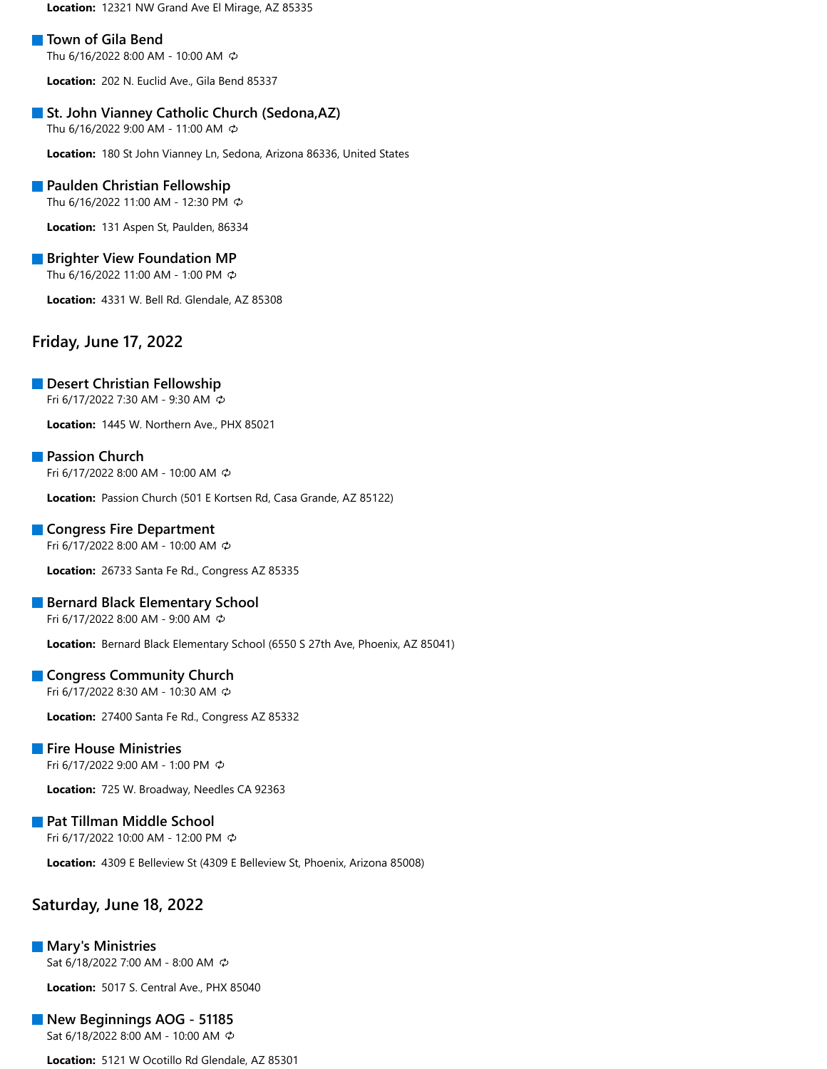**Location:** 12321 NW Grand Ave El Mirage, AZ 85335

### Town of Gila Bend

Thu 6/16/2022 8:00 AM - 10:00 AM

**Location:** 202 N. Euclid Ave., Gila Bend 85337

### St. John Vianney Catholic Church (Sedona,AZ)

Thu 6/16/2022 9:00 AM - 11:00 AM

**Location:** 180 St John Vianney Ln, Sedona, Arizona 86336, United States

### Paulden Christian Fellowship

Thu 6/16/2022 11:00 AM - 12:30 PM

**Location:** 131 Aspen St, Paulden, 86334

### Brighter View Foundation MP

Thu 6/16/2022 11:00 AM - 1:00 PM

**Location:** 4331 W. Bell Rd. Glendale, AZ 85308

## Friday, June 17, 2022

### Desert Christian Fellowship

Fri 6/17/2022 7:30 AM - 9:30 AM

**Location:** 1445 W. Northern Ave., PHX 85021

### Passion Church

Fri 6/17/2022 8:00 AM - 10:00 AM

**Location:** Passion Church (501 E Kortsen Rd, Casa Grande, AZ 85122)

### Congress Fire Department

Fri 6/17/2022 8:00 AM - 10:00 AM

**Location:** 26733 Santa Fe Rd., Congress AZ 85335

### Bernard Black Elementary School

Fri 6/17/2022 8:00 AM - 9:00 AM

**Location:** Bernard Black Elementary School (6550 S 27th Ave, Phoenix, AZ 85041)

### Congress Community Church

Fri 6/17/2022 8:30 AM - 10:30 AM

**Location:** 27400 Santa Fe Rd., Congress AZ 85332

### Fire House Ministries

Fri 6/17/2022 9:00 AM - 1:00 PM

**Location:** 725 W. Broadway, Needles CA 92363

### Pat Tillman Middle School

Fri 6/17/2022 10:00 AM - 12:00 PM

**Location:** 4309 E Belleview St (4309 E Belleview St, Phoenix, Arizona 85008)

## Saturday, June 18, 2022

### Mary's Ministries

Sat 6/18/2022 7:00 AM - 8:00 AM

**Location:** 5017 S. Central Ave., PHX 85040

### New Beginnings AOG - 51185

Sat 6/18/2022 8:00 AM - 10:00 AM

**Location:** 5121 W Ocotillo Rd Glendale, AZ 85301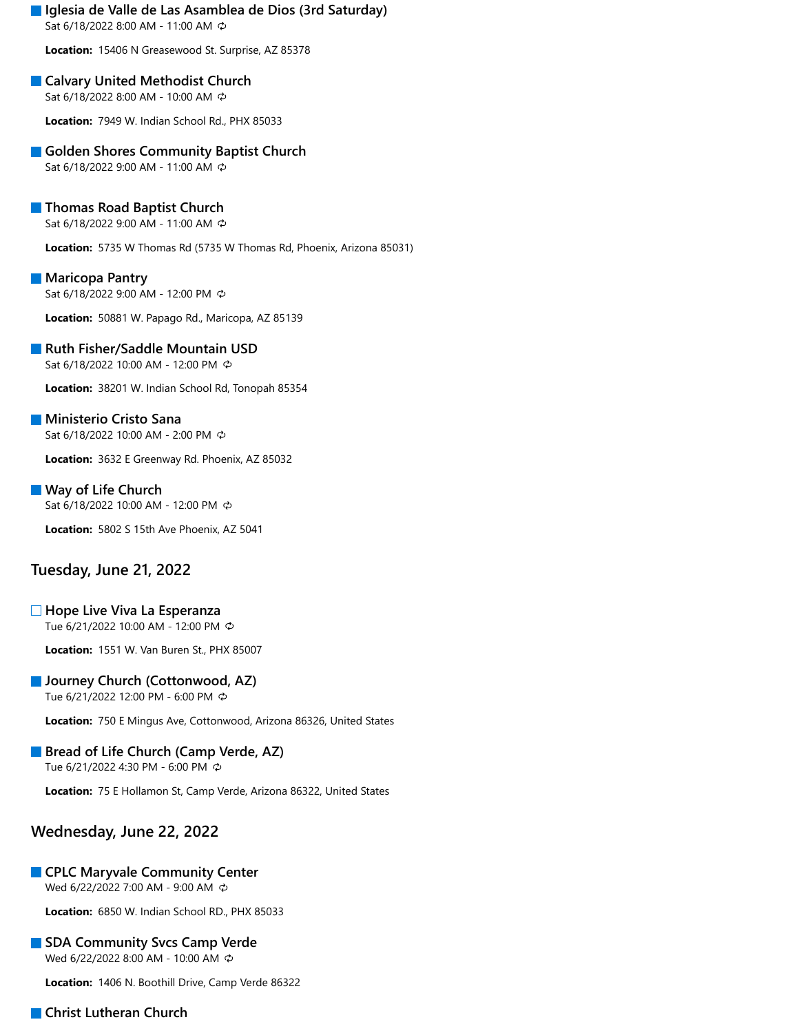- **Iglesia de Valle de Las Asamblea de Dios (3rd Saturday)**
  Sat 6/18/2022 8:00 AM - 11:00 AM

  **Location:** 15406 N Greasewood St. Surprise, AZ 85378

- **Calvary United Methodist Church**
  Sat 6/18/2022 8:00 AM - 10:00 AM

  **Location:** 7949 W. Indian School Rd., PHX 85033

- **Golden Shores Community Baptist Church**
  Sat 6/18/2022 9:00 AM - 11:00 AM

- **Thomas Road Baptist Church**
  Sat 6/18/2022 9:00 AM - 11:00 AM

  **Location:** 5735 W Thomas Rd (5735 W Thomas Rd, Phoenix, Arizona 85031)

- **Maricopa Pantry**
  Sat 6/18/2022 9:00 AM - 12:00 PM

  **Location:** 50881 W. Papago Rd., Maricopa, AZ 85139

- **Ruth Fisher/Saddle Mountain USD**
  Sat 6/18/2022 10:00 AM - 12:00 PM

  **Location:** 38201 W. Indian School Rd, Tonopah 85354

- **Ministerio Cristo Sana**
  Sat 6/18/2022 10:00 AM - 2:00 PM

  **Location:** 3632 E Greenway Rd. Phoenix, AZ 85032

- **Way of Life Church**
  Sat 6/18/2022 10:00 AM - 12:00 PM

  **Location:** 5802 S 15th Ave Phoenix, AZ 5041

## Tuesday, June 21, 2022

- **Hope Live Viva La Esperanza**
  Tue 6/21/2022 10:00 AM - 12:00 PM

  **Location:** 1551 W. Van Buren St., PHX 85007

- **Journey Church (Cottonwood, AZ)**
  Tue 6/21/2022 12:00 PM - 6:00 PM

  **Location:** 750 E Mingus Ave, Cottonwood, Arizona 86326, United States

- **Bread of Life Church (Camp Verde, AZ)**
  Tue 6/21/2022 4:30 PM - 6:00 PM

  **Location:** 75 E Hollamon St, Camp Verde, Arizona 86322, United States

## Wednesday, June 22, 2022

- **CPLC Maryvale Community Center**
  Wed 6/22/2022 7:00 AM - 9:00 AM

  **Location:** 6850 W. Indian School RD., PHX 85033

- **SDA Community Svcs Camp Verde**
  Wed 6/22/2022 8:00 AM - 10:00 AM

  **Location:** 1406 N. Boothill Drive, Camp Verde 86322

- **Christ Lutheran Church**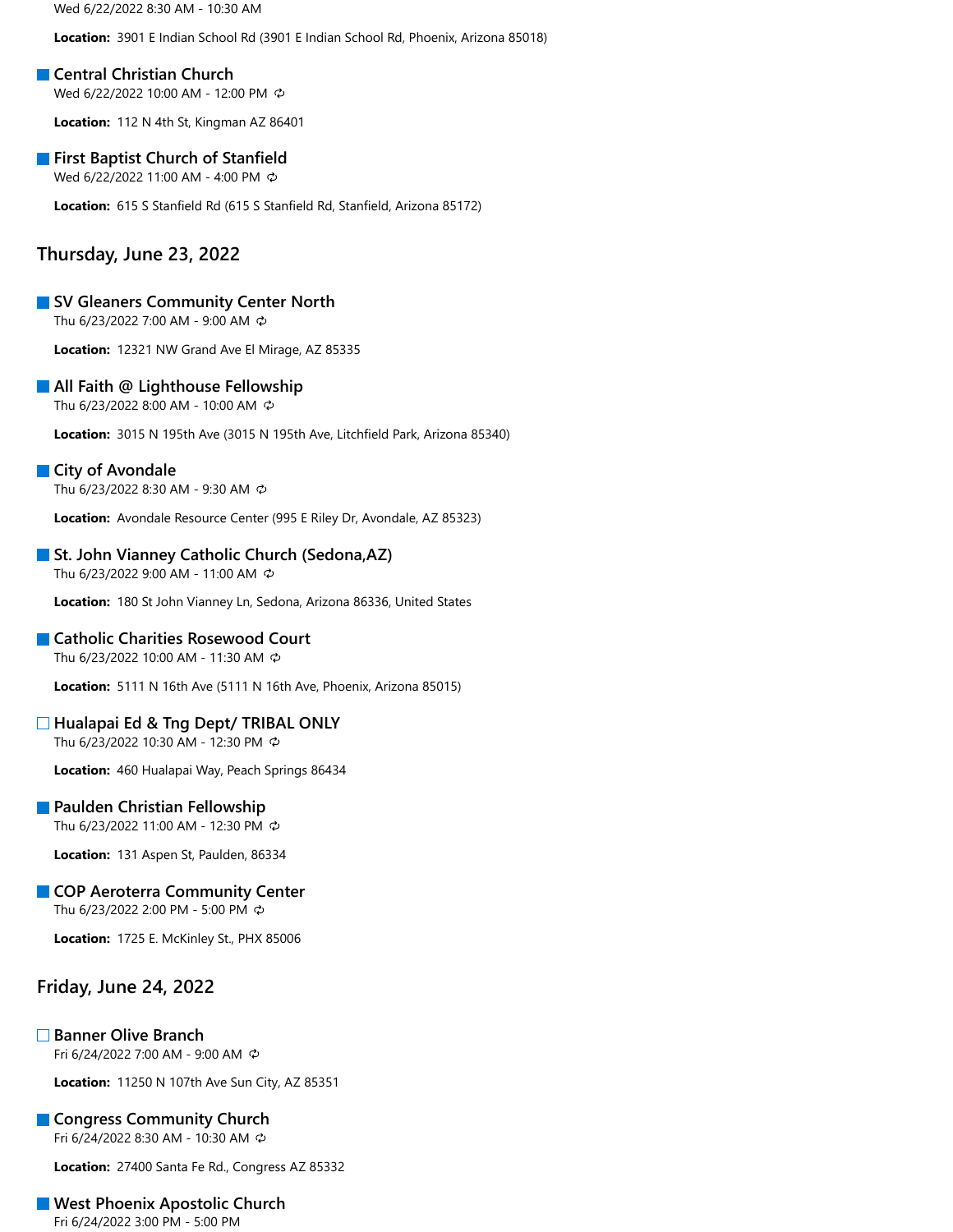Wed 6/22/2022 8:30 AM - 10:30 AM

**Location:** 3901 E Indian School Rd (3901 E Indian School Rd, Phoenix, Arizona 85018)

### Central Christian Church

Wed 6/22/2022 10:00 AM - 12:00 PM

**Location:** 112 N 4th St, Kingman AZ 86401

### First Baptist Church of Stanfield

Wed 6/22/2022 11:00 AM - 4:00 PM

**Location:** 615 S Stanfield Rd (615 S Stanfield Rd, Stanfield, Arizona 85172)

## Thursday, June 23, 2022

### SV Gleaners Community Center North

Thu 6/23/2022 7:00 AM - 9:00 AM

**Location:** 12321 NW Grand Ave El Mirage, AZ 85335

### All Faith @ Lighthouse Fellowship

Thu 6/23/2022 8:00 AM - 10:00 AM

**Location:** 3015 N 195th Ave (3015 N 195th Ave, Litchfield Park, Arizona 85340)

### City of Avondale

Thu 6/23/2022 8:30 AM - 9:30 AM

**Location:** Avondale Resource Center (995 E Riley Dr, Avondale, AZ 85323)

### St. John Vianney Catholic Church (Sedona,AZ)

Thu 6/23/2022 9:00 AM - 11:00 AM

**Location:** 180 St John Vianney Ln, Sedona, Arizona 86336, United States

### Catholic Charities Rosewood Court

Thu 6/23/2022 10:00 AM - 11:30 AM

**Location:** 5111 N 16th Ave (5111 N 16th Ave, Phoenix, Arizona 85015)

### Hualapai Ed & Tng Dept/ TRIBAL ONLY

Thu 6/23/2022 10:30 AM - 12:30 PM

**Location:** 460 Hualapai Way, Peach Springs 86434

### Paulden Christian Fellowship

Thu 6/23/2022 11:00 AM - 12:30 PM

**Location:** 131 Aspen St, Paulden, 86334

### COP Aeroterra Community Center

Thu 6/23/2022 2:00 PM - 5:00 PM

**Location:** 1725 E. McKinley St., PHX 85006

## Friday, June 24, 2022

### Banner Olive Branch

Fri 6/24/2022 7:00 AM - 9:00 AM

**Location:** 11250 N 107th Ave Sun City, AZ 85351

### Congress Community Church

Fri 6/24/2022 8:30 AM - 10:30 AM

**Location:** 27400 Santa Fe Rd., Congress AZ 85332

### West Phoenix Apostolic Church

Fri 6/24/2022 3:00 PM - 5:00 PM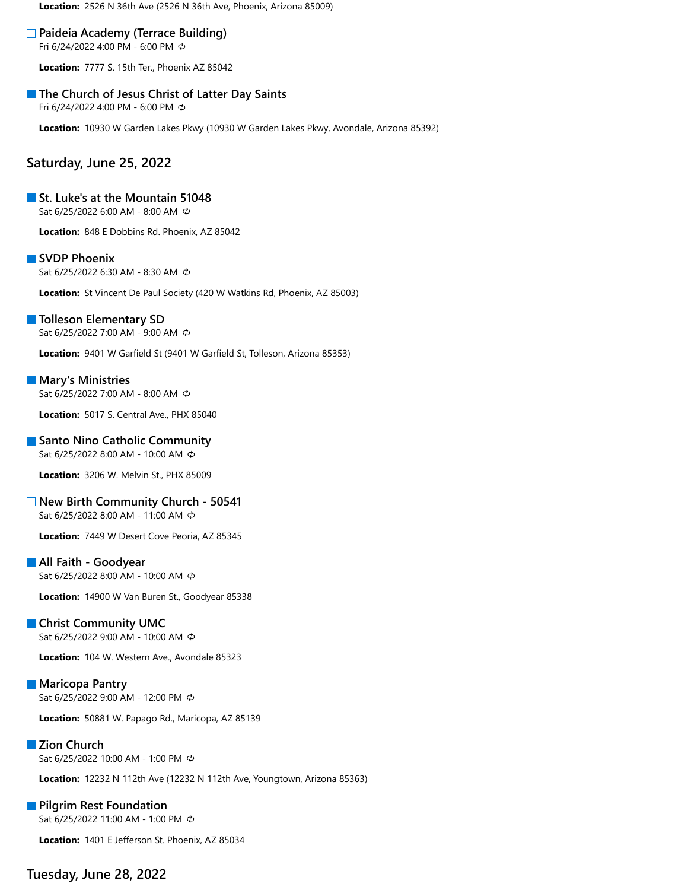**Location:** 2526 N 36th Ave (2526 N 36th Ave, Phoenix, Arizona 85009)

### Paideia Academy (Terrace Building)

Fri 6/24/2022 4:00 PM - 6:00 PM

**Location:** 7777 S. 15th Ter., Phoenix AZ 85042

### The Church of Jesus Christ of Latter Day Saints

Fri 6/24/2022 4:00 PM - 6:00 PM

**Location:** 10930 W Garden Lakes Pkwy (10930 W Garden Lakes Pkwy, Avondale, Arizona 85392)

## Saturday, June 25, 2022

### St. Luke's at the Mountain 51048

Sat 6/25/2022 6:00 AM - 8:00 AM

**Location:** 848 E Dobbins Rd. Phoenix, AZ 85042

### SVDP Phoenix

Sat 6/25/2022 6:30 AM - 8:30 AM

**Location:** St Vincent De Paul Society (420 W Watkins Rd, Phoenix, AZ 85003)

### Tolleson Elementary SD

Sat 6/25/2022 7:00 AM - 9:00 AM

**Location:** 9401 W Garfield St (9401 W Garfield St, Tolleson, Arizona 85353)

### Mary's Ministries

Sat 6/25/2022 7:00 AM - 8:00 AM

**Location:** 5017 S. Central Ave., PHX 85040

### Santo Nino Catholic Community

Sat 6/25/2022 8:00 AM - 10:00 AM

**Location:** 3206 W. Melvin St., PHX 85009

### New Birth Community Church - 50541

Sat 6/25/2022 8:00 AM - 11:00 AM

**Location:** 7449 W Desert Cove Peoria, AZ 85345

### All Faith - Goodyear

Sat 6/25/2022 8:00 AM - 10:00 AM

**Location:** 14900 W Van Buren St., Goodyear 85338

### Christ Community UMC

Sat 6/25/2022 9:00 AM - 10:00 AM

**Location:** 104 W. Western Ave., Avondale 85323

### Maricopa Pantry

Sat 6/25/2022 9:00 AM - 12:00 PM

**Location:** 50881 W. Papago Rd., Maricopa, AZ 85139

### Zion Church

Sat 6/25/2022 10:00 AM - 1:00 PM

**Location:** 12232 N 112th Ave (12232 N 112th Ave, Youngtown, Arizona 85363)

### Pilgrim Rest Foundation

Sat 6/25/2022 11:00 AM - 1:00 PM

**Location:** 1401 E Jefferson St. Phoenix, AZ 85034

## Tuesday, June 28, 2022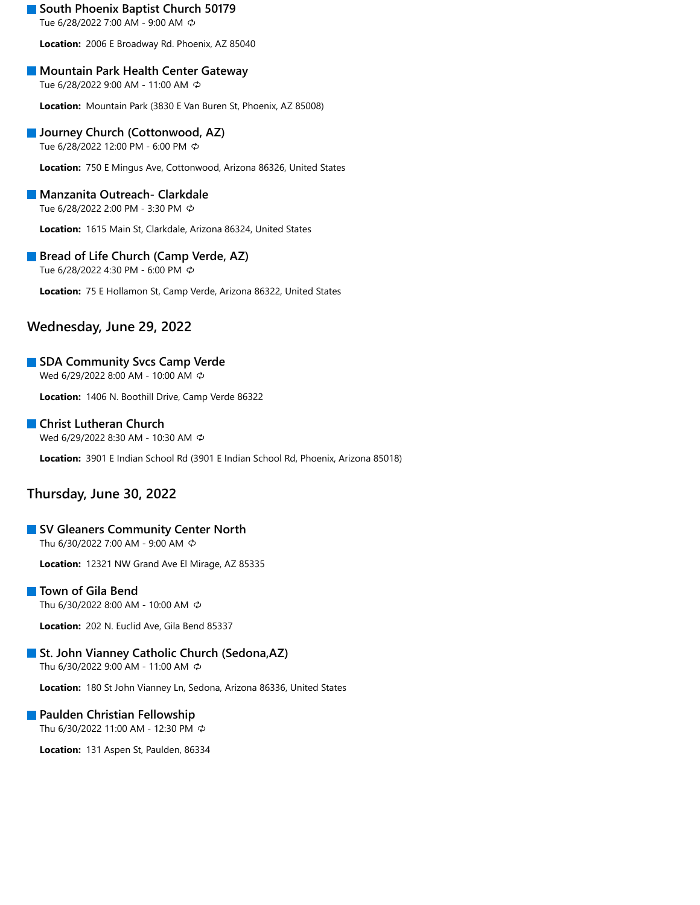### South Phoenix Baptist Church 50179

Tue 6/28/2022 7:00 AM - 9:00 AM

**Location:** 2006 E Broadway Rd. Phoenix, AZ 85040

### Mountain Park Health Center Gateway

Tue 6/28/2022 9:00 AM - 11:00 AM

**Location:** Mountain Park (3830 E Van Buren St, Phoenix, AZ 85008)

### Journey Church (Cottonwood, AZ)

Tue 6/28/2022 12:00 PM - 6:00 PM

**Location:** 750 E Mingus Ave, Cottonwood, Arizona 86326, United States

### Manzanita Outreach- Clarkdale

Tue 6/28/2022 2:00 PM - 3:30 PM

**Location:** 1615 Main St, Clarkdale, Arizona 86324, United States

### Bread of Life Church (Camp Verde, AZ)

Tue 6/28/2022 4:30 PM - 6:00 PM

**Location:** 75 E Hollamon St, Camp Verde, Arizona 86322, United States

## Wednesday, June 29, 2022

### SDA Community Svcs Camp Verde

Wed 6/29/2022 8:00 AM - 10:00 AM

**Location:** 1406 N. Boothill Drive, Camp Verde 86322

### Christ Lutheran Church

Wed 6/29/2022 8:30 AM - 10:30 AM

**Location:** 3901 E Indian School Rd (3901 E Indian School Rd, Phoenix, Arizona 85018)

## Thursday, June 30, 2022

### SV Gleaners Community Center North

Thu 6/30/2022 7:00 AM - 9:00 AM

**Location:** 12321 NW Grand Ave El Mirage, AZ 85335

### Town of Gila Bend

Thu 6/30/2022 8:00 AM - 10:00 AM

**Location:** 202 N. Euclid Ave, Gila Bend 85337

### St. John Vianney Catholic Church (Sedona,AZ)

Thu 6/30/2022 9:00 AM - 11:00 AM

**Location:** 180 St John Vianney Ln, Sedona, Arizona 86336, United States

### Paulden Christian Fellowship

Thu 6/30/2022 11:00 AM - 12:30 PM

**Location:** 131 Aspen St, Paulden, 86334